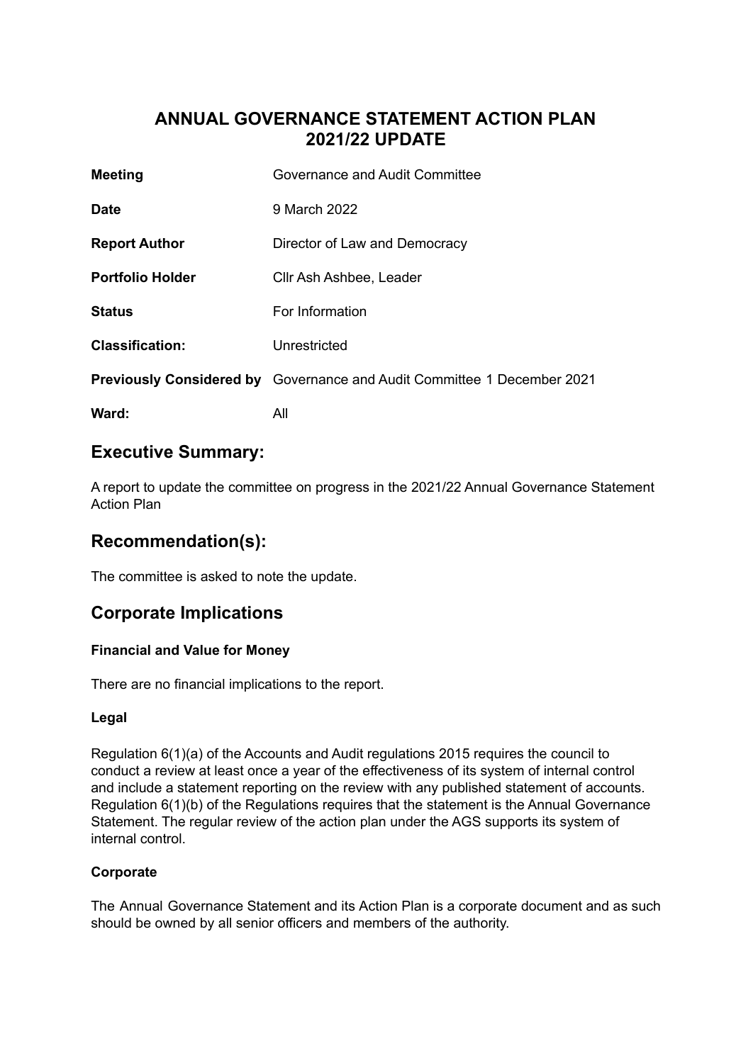# ANNUAL GOVERNANCE STATEMENT ACTION PLAN 2021/22 UPDATE

| | |
|---|---|
| **Meeting** | Governance and Audit Committee |
| **Date** | 9 March 2022 |
| **Report Author** | Director of Law and Democracy |
| **Portfolio Holder** | Cllr Ash Ashbee, Leader |
| **Status** | For Information |
| **Classification:** | Unrestricted |
| **Previously Considered by** | Governance and Audit Committee 1 December 2021 |
| **Ward:** | All |

## Executive Summary:

A report to update the committee on progress in the 2021/22 Annual Governance Statement Action Plan

## Recommendation(s):

The committee is asked to note the update.

## Corporate Implications

### Financial and Value for Money

There are no financial implications to the report.

### Legal

Regulation 6(1)(a) of the Accounts and Audit regulations 2015 requires the council to conduct a review at least once a year of the effectiveness of its system of internal control and include a statement reporting on the review with any published statement of accounts. Regulation 6(1)(b) of the Regulations requires that the statement is the Annual Governance Statement. The regular review of the action plan under the AGS supports its system of internal control.

### Corporate

The Annual Governance Statement and its Action Plan is a corporate document and as such should be owned by all senior officers and members of the authority.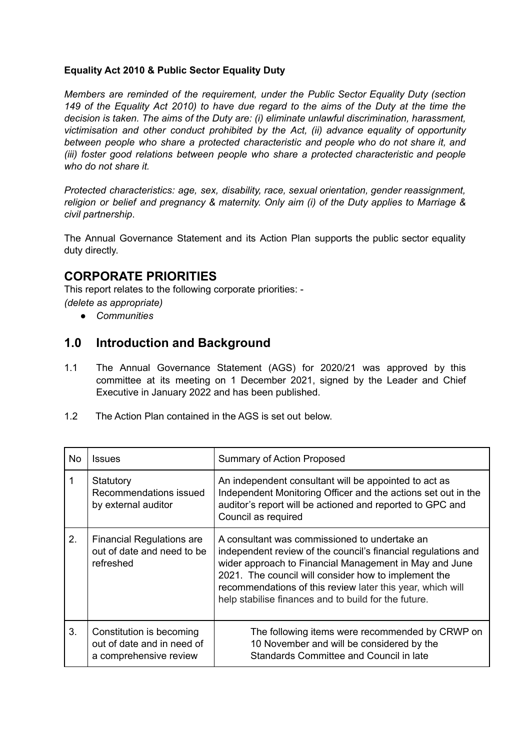**Equality Act 2010 & Public Sector Equality Duty**

*Members are reminded of the requirement, under the Public Sector Equality Duty (section 149 of the Equality Act 2010) to have due regard to the aims of the Duty at the time the decision is taken. The aims of the Duty are: (i) eliminate unlawful discrimination, harassment, victimisation and other conduct prohibited by the Act, (ii) advance equality of opportunity between people who share a protected characteristic and people who do not share it, and (iii) foster good relations between people who share a protected characteristic and people who do not share it.*

*Protected characteristics: age, sex, disability, race, sexual orientation, gender reassignment, religion or belief and pregnancy & maternity. Only aim (i) of the Duty applies to Marriage & civil partnership*.

The Annual Governance Statement and its Action Plan supports the public sector equality duty directly.

## CORPORATE PRIORITIES

This report relates to the following corporate priorities: -
*(delete as appropriate)*

- *Communities*

## 1.0 Introduction and Background

1.1 The Annual Governance Statement (AGS) for 2020/21 was approved by this committee at its meeting on 1 December 2021, signed by the Leader and Chief Executive in January 2022 and has been published.

1.2 The Action Plan contained in the AGS is set out below.

| No | Issues | Summary of Action Proposed |
|---|---|---|
| 1 | Statutory Recommendations issued by external auditor | An independent consultant will be appointed to act as Independent Monitoring Officer and the actions set out in the auditor's report will be actioned and reported to GPC and Council as required |
| 2. | Financial Regulations are out of date and need to be refreshed | A consultant was commissioned to undertake an independent review of the council's financial regulations and wider approach to Financial Management in May and June 2021. The council will consider how to implement the recommendations of this review later this year, which will help stabilise finances and to build for the future. |
| 3. | Constitution is becoming out of date and in need of a comprehensive review | The following items were recommended by CRWP on 10 November and will be considered by the Standards Committee and Council in late |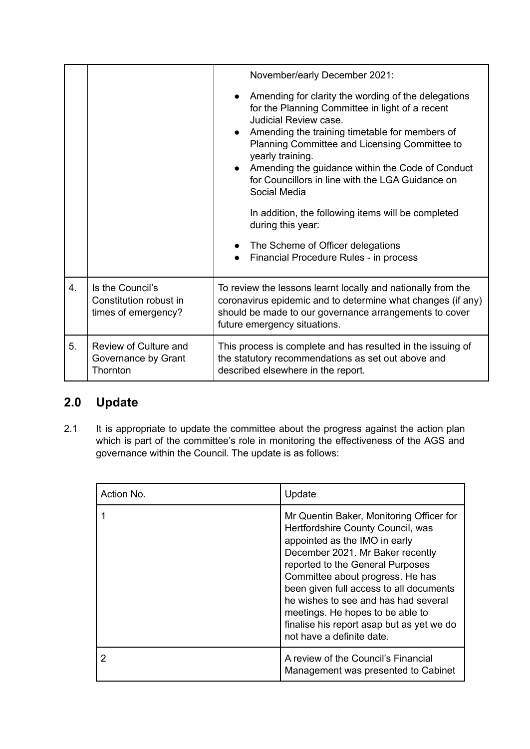| | | |
|---|---|---|
| | | November/early December 2021:<br>• Amending for clarity the wording of the delegations for the Planning Committee in light of a recent Judicial Review case.<br>• Amending the training timetable for members of Planning Committee and Licensing Committee to yearly training.<br>• Amending the guidance within the Code of Conduct for Councillors in line with the LGA Guidance on Social Media<br><br>In addition, the following items will be completed during this year:<br>• The Scheme of Officer delegations<br>• Financial Procedure Rules - in process |
| 4. | Is the Council's Constitution robust in times of emergency? | To review the lessons learnt locally and nationally from the coronavirus epidemic and to determine what changes (if any) should be made to our governance arrangements to cover future emergency situations. |
| 5. | Review of Culture and Governance by Grant Thornton | This process is complete and has resulted in the issuing of the statutory recommendations as set out above and described elsewhere in the report. |

## 2.0 Update

2.1 It is appropriate to update the committee about the progress against the action plan which is part of the committee's role in monitoring the effectiveness of the AGS and governance within the Council. The update is as follows:

| Action No. | Update |
|---|---|
| 1 | Mr Quentin Baker, Monitoring Officer for Hertfordshire County Council, was appointed as the IMO in early December 2021. Mr Baker recently reported to the General Purposes Committee about progress. He has been given full access to all documents he wishes to see and has had several meetings. He hopes to be able to finalise his report asap but as yet we do not have a definite date. |
| 2 | A review of the Council's Financial Management was presented to Cabinet |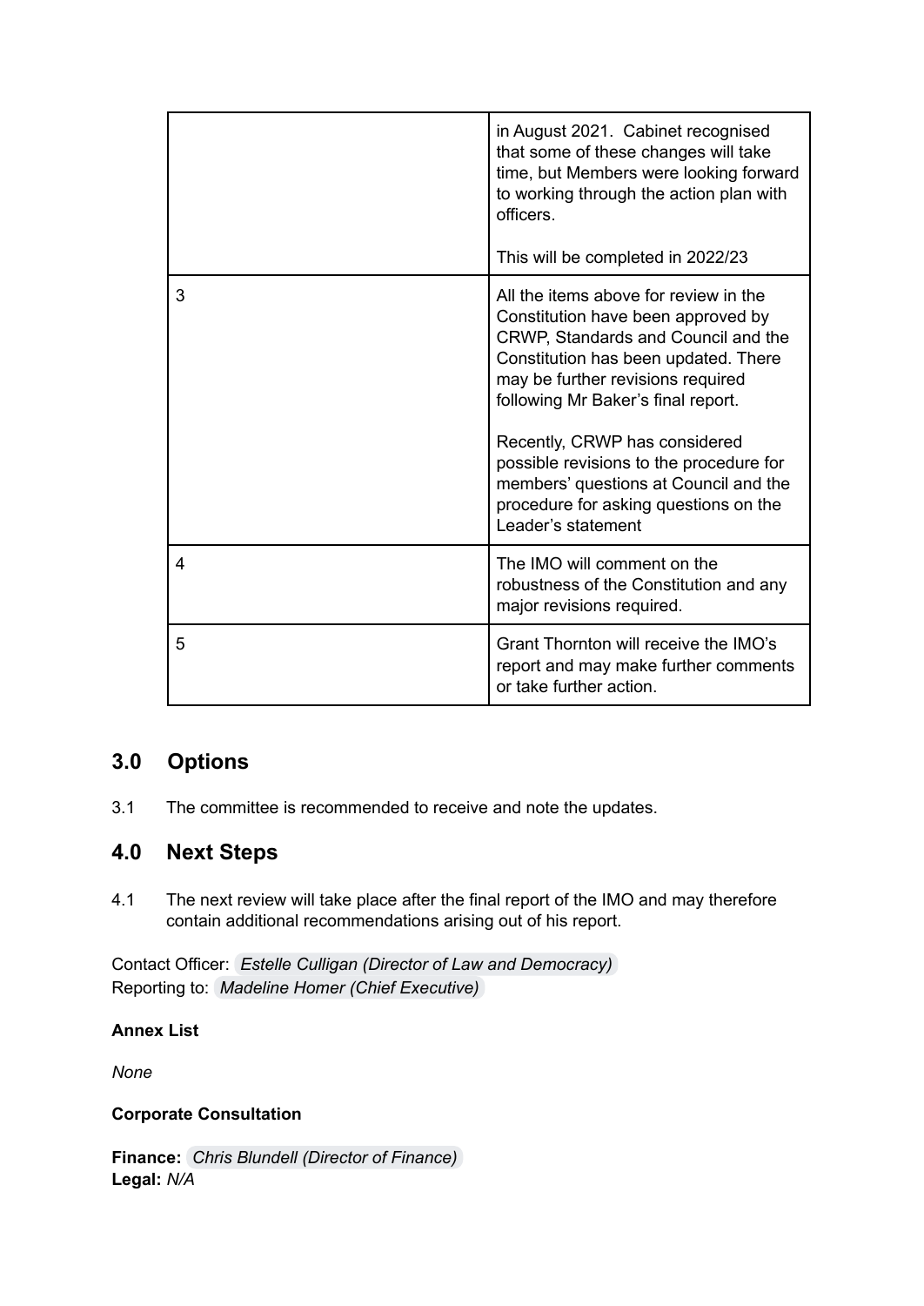| | |
|---|---|
| | in August 2021. Cabinet recognised that some of these changes will take time, but Members were looking forward to working through the action plan with officers.<br><br>This will be completed in 2022/23 |
| 3 | All the items above for review in the Constitution have been approved by CRWP, Standards and Council and the Constitution has been updated. There may be further revisions required following Mr Baker's final report.<br><br>Recently, CRWP has considered possible revisions to the procedure for members' questions at Council and the procedure for asking questions on the Leader's statement |
| 4 | The IMO will comment on the robustness of the Constitution and any major revisions required. |
| 5 | Grant Thornton will receive the IMO's report and may make further comments or take further action. |

## 3.0 Options

3.1 The committee is recommended to receive and note the updates.

## 4.0 Next Steps

4.1 The next review will take place after the final report of the IMO and may therefore contain additional recommendations arising out of his report.

Contact Officer: *Estelle Culligan (Director of Law and Democracy)*
Reporting to: *Madeline Homer (Chief Executive)*

**Annex List**

*None*

**Corporate Consultation**

**Finance:** *Chris Blundell (Director of Finance)*
**Legal:** *N/A*